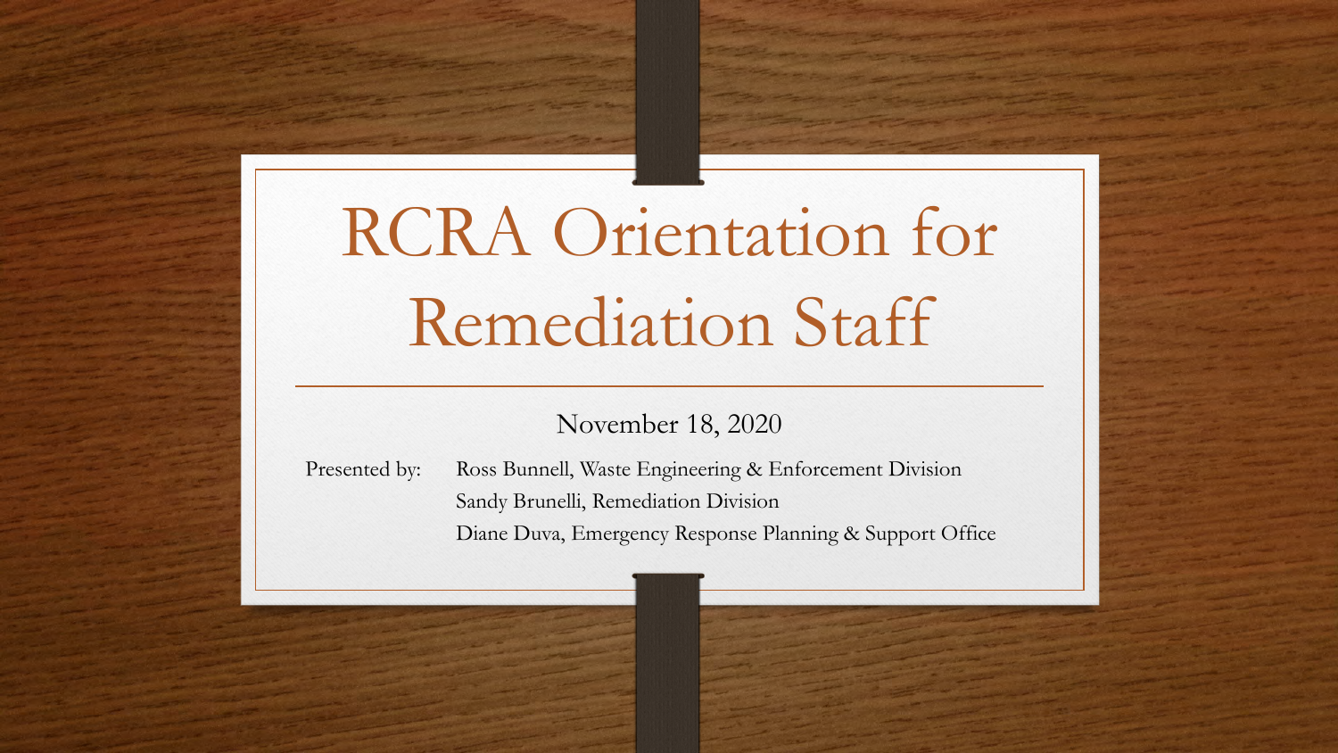# RCRA Orientation for Remediation Staff

November 18, 2020

Presented by: Ross Bunnell, Waste Engineering & Enforcement Division
Sandy Brunelli, Remediation Division
Diane Duva, Emergency Response Planning & Support Office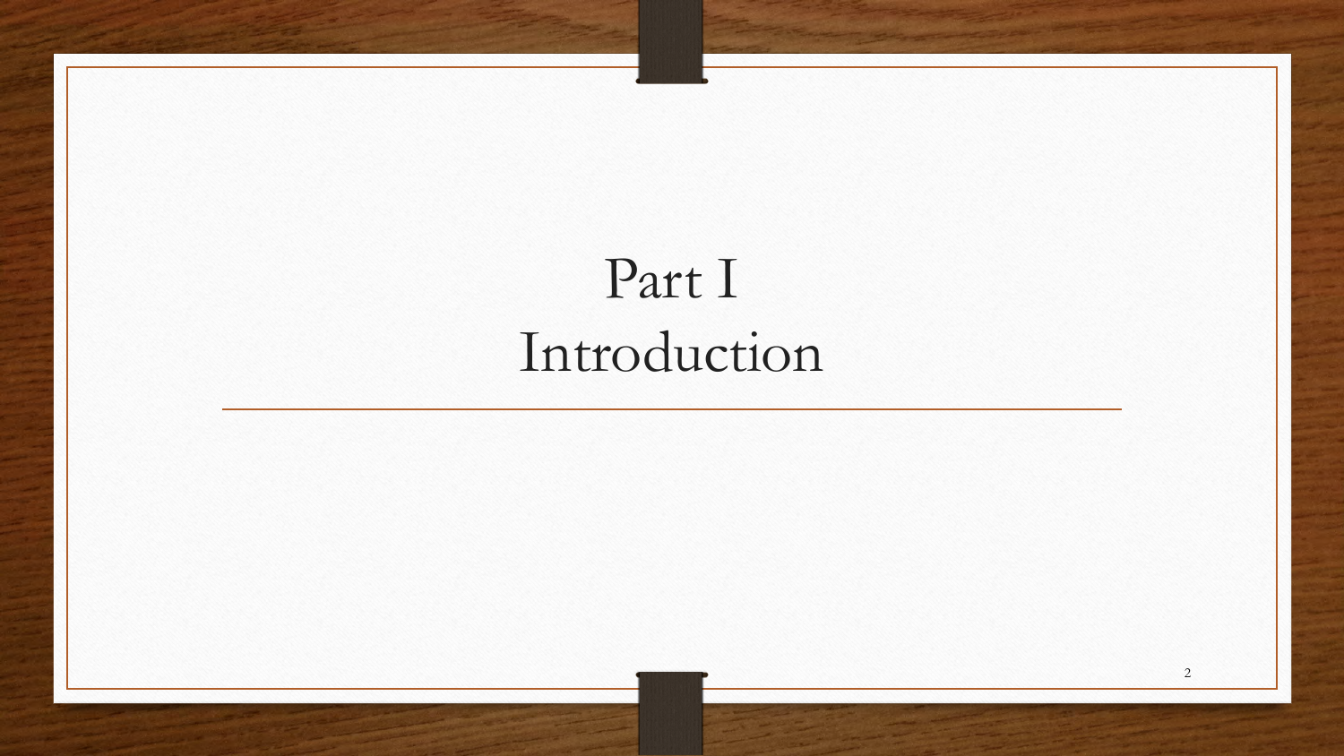# Part I
# Introduction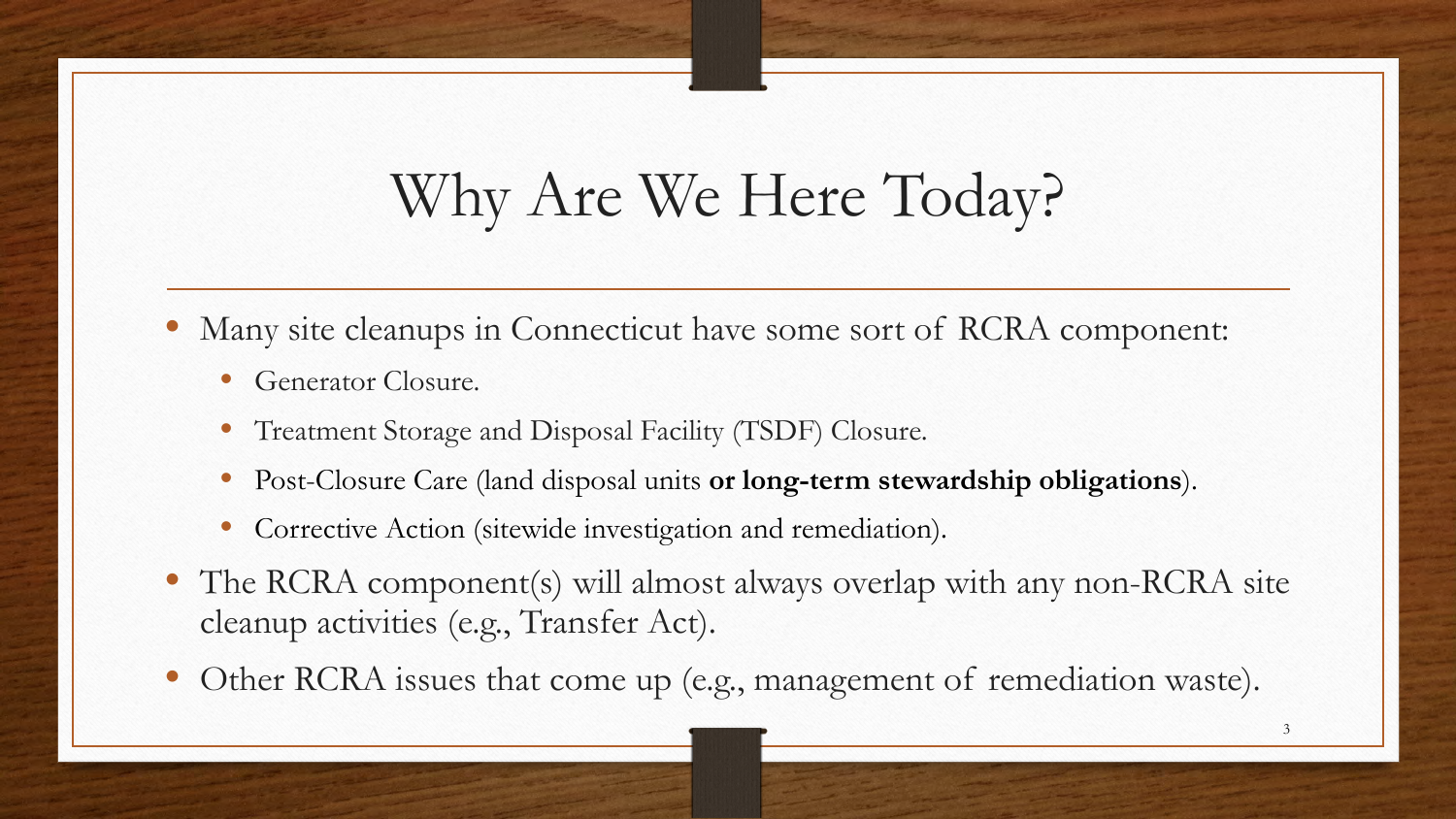# Why Are We Here Today?

- Many site cleanups in Connecticut have some sort of RCRA component:
  - Generator Closure.
  - Treatment Storage and Disposal Facility (TSDF) Closure.
  - Post-Closure Care (land disposal units **or long-term stewardship obligations**).
  - Corrective Action (sitewide investigation and remediation).
- The RCRA component(s) will almost always overlap with any non-RCRA site cleanup activities (e.g., Transfer Act).
- Other RCRA issues that come up (e.g., management of remediation waste).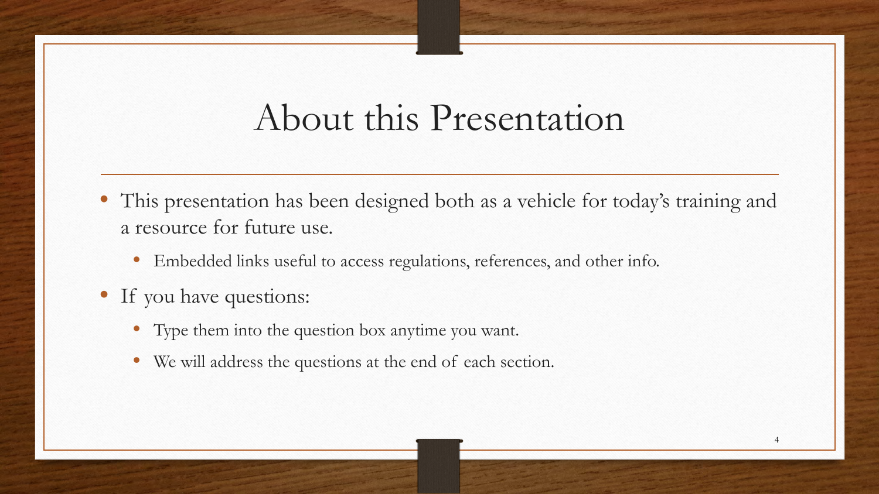# About this Presentation

- This presentation has been designed both as a vehicle for today's training and a resource for future use.
  - Embedded links useful to access regulations, references, and other info.
- If you have questions:
  - Type them into the question box anytime you want.
  - We will address the questions at the end of each section.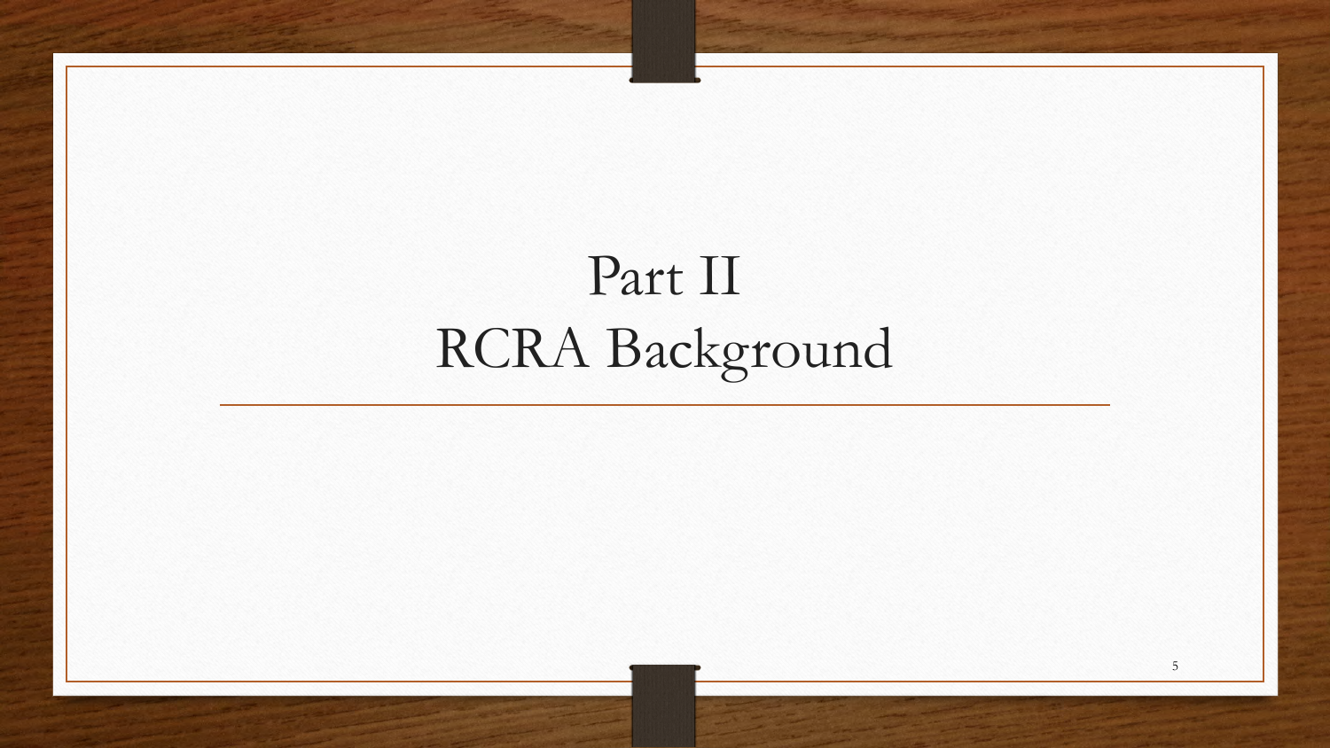# Part II
# RCRA Background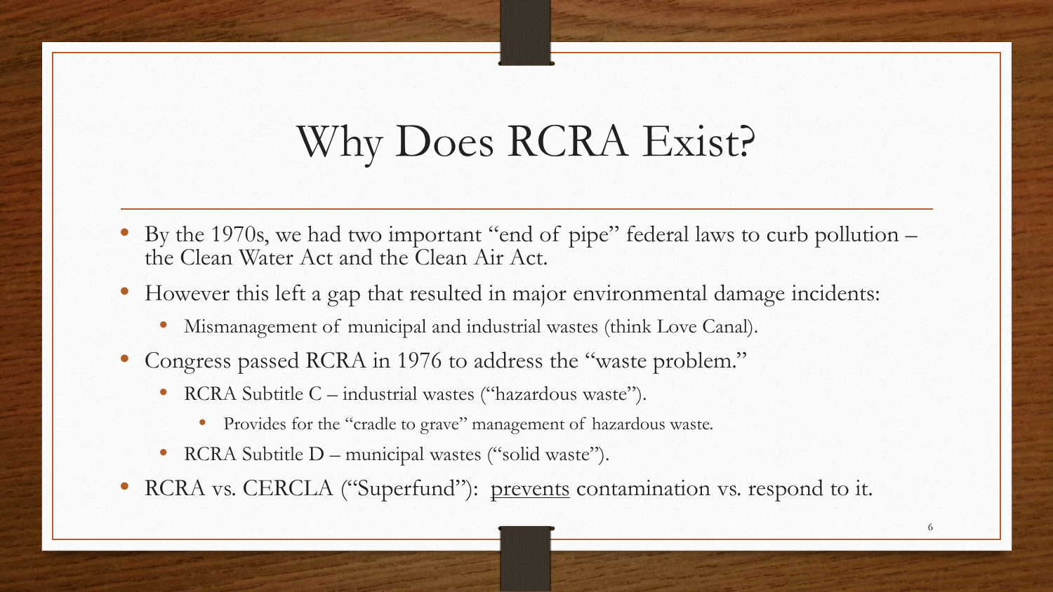# Why Does RCRA Exist?

- By the 1970s, we had two important "end of pipe" federal laws to curb pollution – the Clean Water Act and the Clean Air Act.
- However this left a gap that resulted in major environmental damage incidents:
  - Mismanagement of municipal and industrial wastes (think Love Canal).
- Congress passed RCRA in 1976 to address the "waste problem."
  - RCRA Subtitle C – industrial wastes ("hazardous waste").
    - Provides for the "cradle to grave" management of hazardous waste.
  - RCRA Subtitle D – municipal wastes ("solid waste").
- RCRA vs. CERCLA ("Superfund"): <u>prevents</u> contamination vs. respond to it.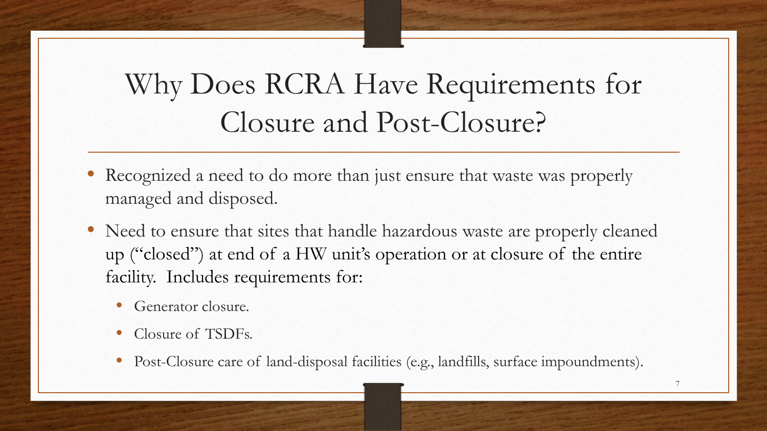# Why Does RCRA Have Requirements for Closure and Post-Closure?

- Recognized a need to do more than just ensure that waste was properly managed and disposed.
- Need to ensure that sites that handle hazardous waste are properly cleaned up ("closed") at end of a HW unit's operation or at closure of the entire facility. Includes requirements for:
  - Generator closure.
  - Closure of TSDFs.
  - Post-Closure care of land-disposal facilities (e.g., landfills, surface impoundments).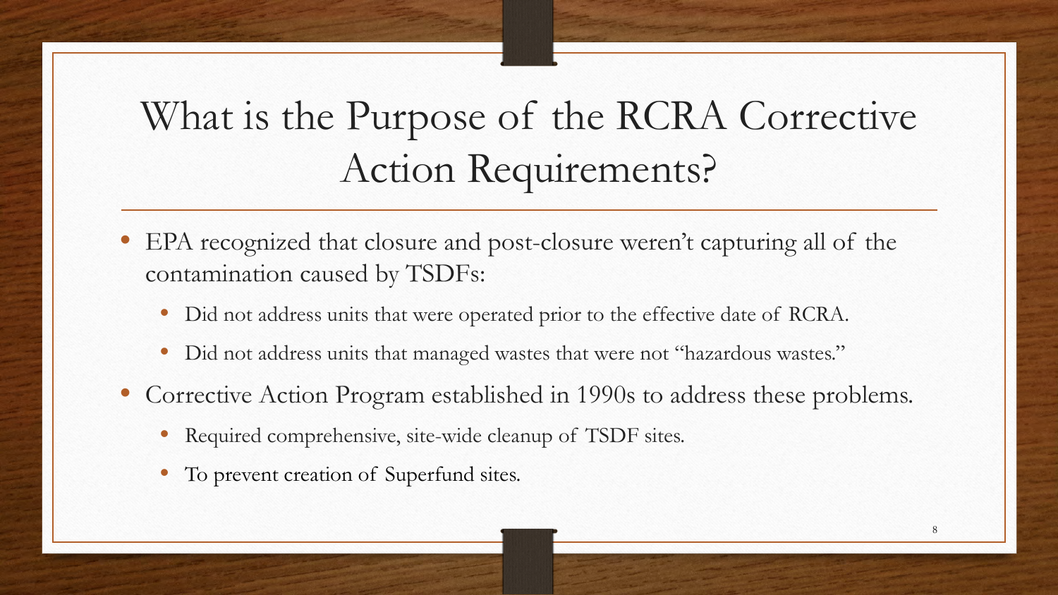# What is the Purpose of the RCRA Corrective Action Requirements?

- EPA recognized that closure and post-closure weren't capturing all of the contamination caused by TSDFs:
  - Did not address units that were operated prior to the effective date of RCRA.
  - Did not address units that managed wastes that were not "hazardous wastes."
- Corrective Action Program established in 1990s to address these problems.
  - Required comprehensive, site-wide cleanup of TSDF sites.
  - To prevent creation of Superfund sites.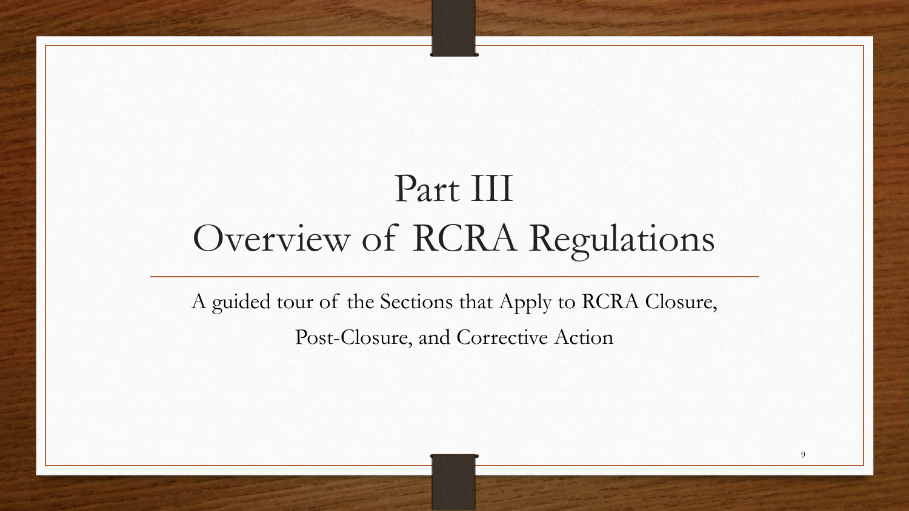# Part III
# Overview of RCRA Regulations

A guided tour of the Sections that Apply to RCRA Closure, Post-Closure, and Corrective Action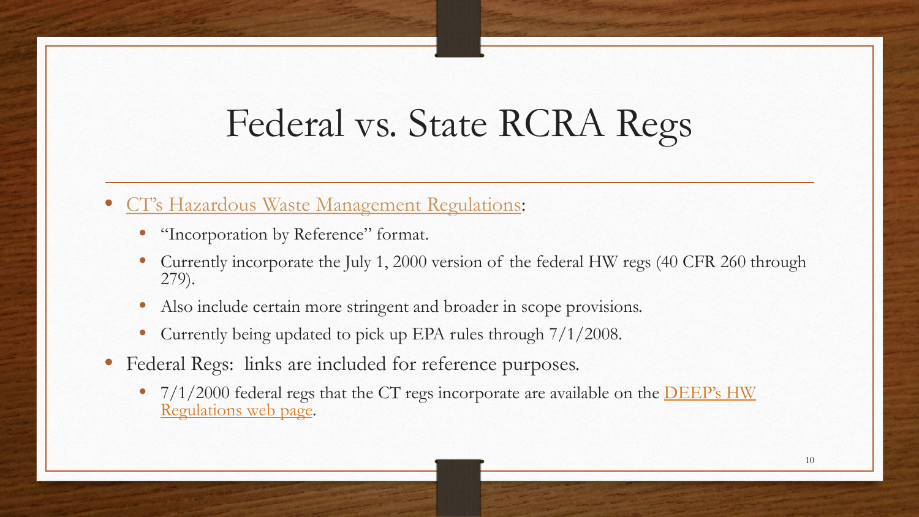# Federal vs. State RCRA Regs

- CT's Hazardous Waste Management Regulations:
  - "Incorporation by Reference" format.
  - Currently incorporate the July 1, 2000 version of the federal HW regs (40 CFR 260 through 279).
  - Also include certain more stringent and broader in scope provisions.
  - Currently being updated to pick up EPA rules through 7/1/2008.
- Federal Regs: links are included for reference purposes.
  - 7/1/2000 federal regs that the CT regs incorporate are available on the DEEP's HW Regulations web page.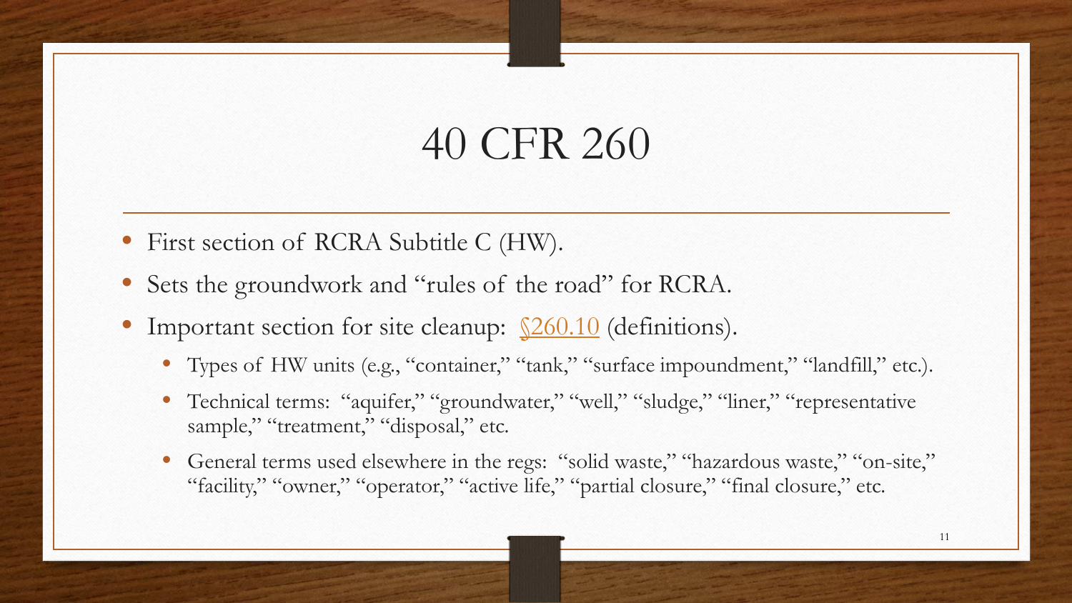# 40 CFR 260

- First section of RCRA Subtitle C (HW).
- Sets the groundwork and "rules of the road" for RCRA.
- Important section for site cleanup: §260.10 (definitions).
  - Types of HW units (e.g., "container," "tank," "surface impoundment," "landfill," etc.).
  - Technical terms: "aquifer," "groundwater," "well," "sludge," "liner," "representative sample," "treatment," "disposal," etc.
  - General terms used elsewhere in the regs: "solid waste," "hazardous waste," "on-site," "facility," "owner," "operator," "active life," "partial closure," "final closure," etc.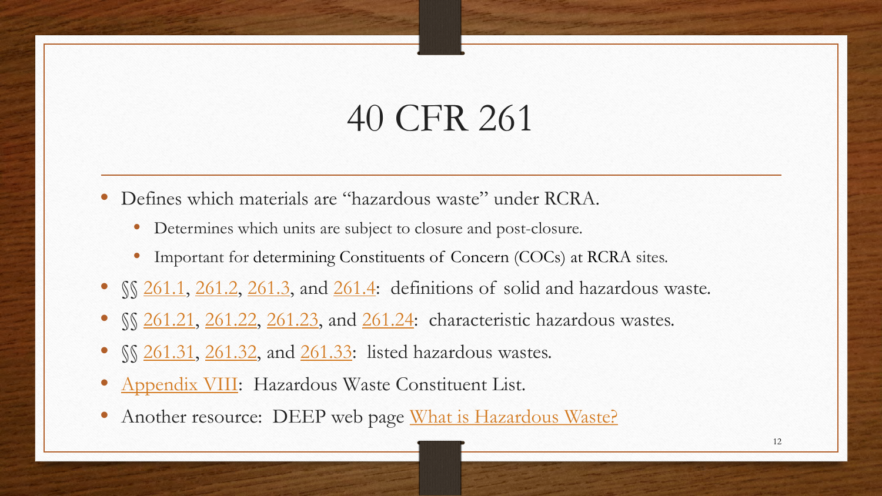# 40 CFR 261

- Defines which materials are "hazardous waste" under RCRA.
  - Determines which units are subject to closure and post-closure.
  - Important for determining Constituents of Concern (COCs) at RCRA sites.
- §§ 261.1, 261.2, 261.3, and 261.4: definitions of solid and hazardous waste.
- §§ 261.21, 261.22, 261.23, and 261.24: characteristic hazardous wastes.
- §§ 261.31, 261.32, and 261.33: listed hazardous wastes.
- Appendix VIII: Hazardous Waste Constituent List.
- Another resource: DEEP web page What is Hazardous Waste?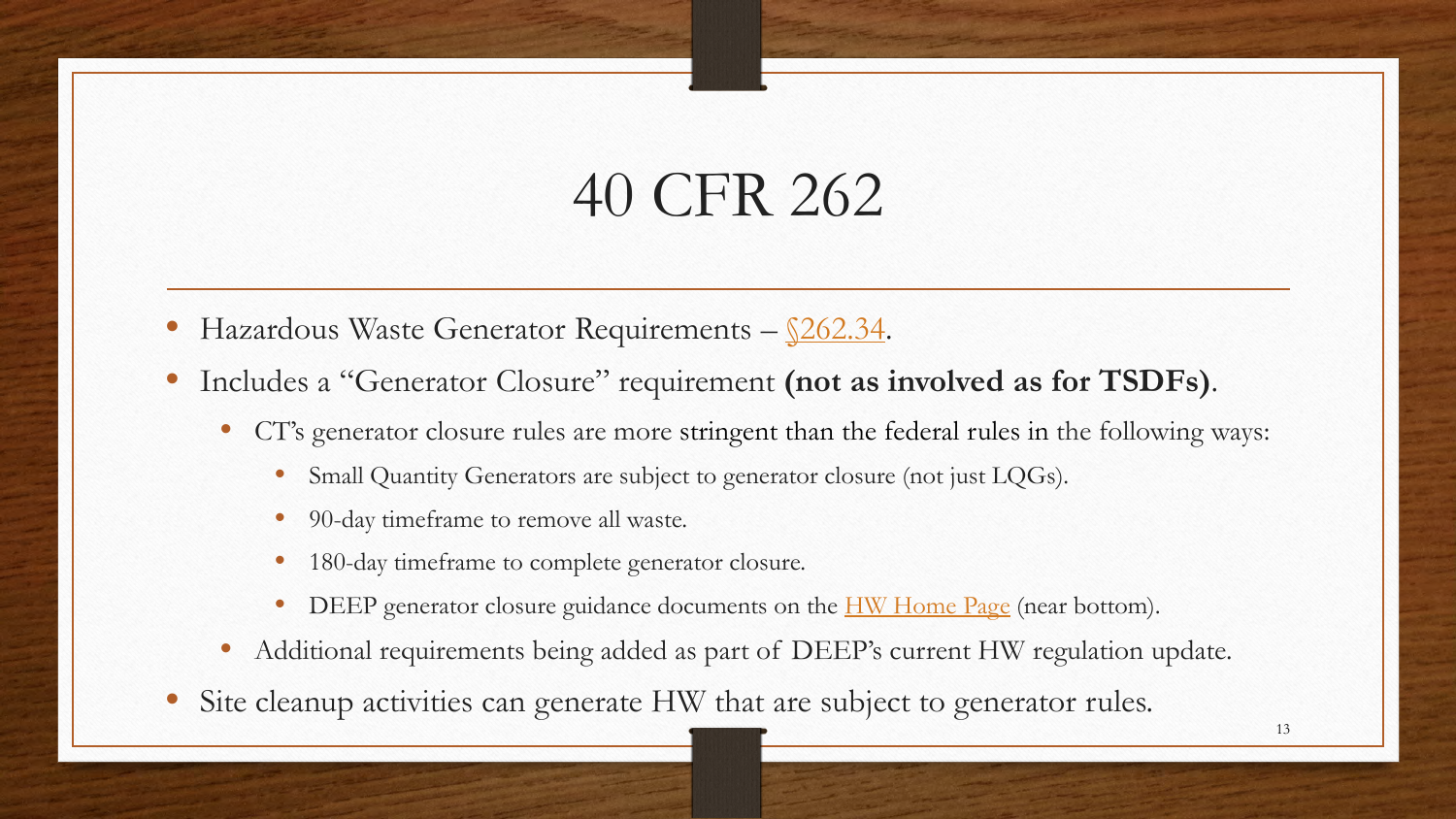# 40 CFR 262

- Hazardous Waste Generator Requirements – §262.34.
- Includes a "Generator Closure" requirement **(not as involved as for TSDFs)**.
  - CT's generator closure rules are more stringent than the federal rules in the following ways:
    - Small Quantity Generators are subject to generator closure (not just LQGs).
    - 90-day timeframe to remove all waste.
    - 180-day timeframe to complete generator closure.
    - DEEP generator closure guidance documents on the HW Home Page (near bottom).
  - Additional requirements being added as part of DEEP's current HW regulation update.
- Site cleanup activities can generate HW that are subject to generator rules.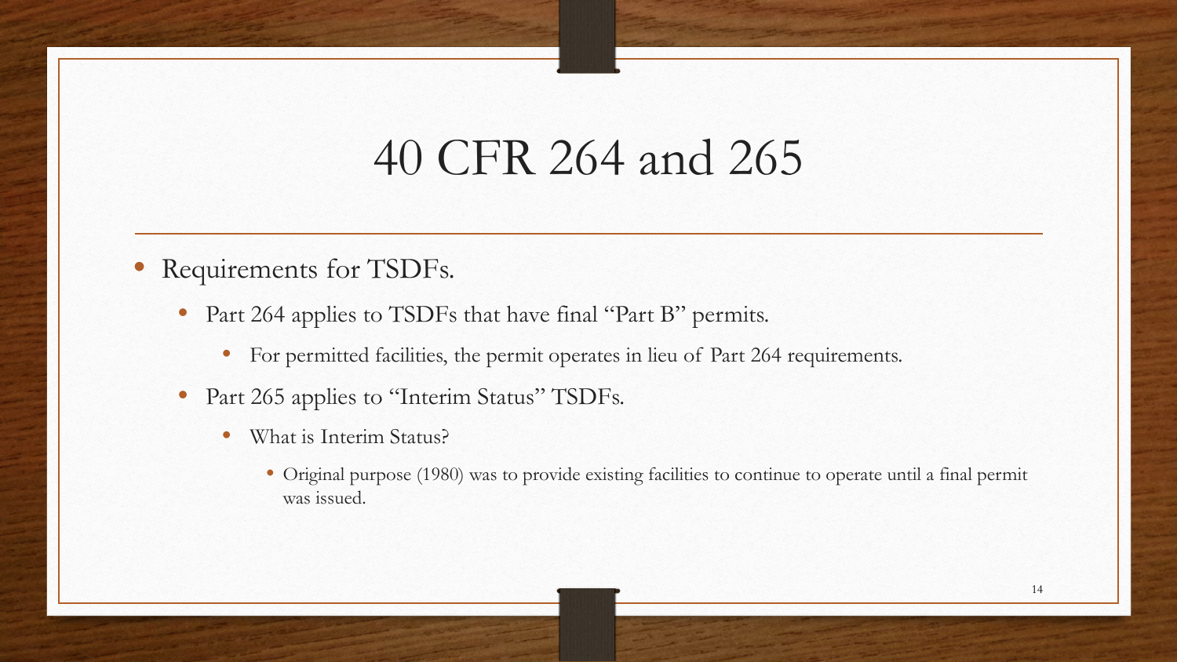# 40 CFR 264 and 265

- Requirements for TSDFs.
  - Part 264 applies to TSDFs that have final "Part B" permits.
    - For permitted facilities, the permit operates in lieu of Part 264 requirements.
  - Part 265 applies to "Interim Status" TSDFs.
    - What is Interim Status?
      - Original purpose (1980) was to provide existing facilities to continue to operate until a final permit was issued.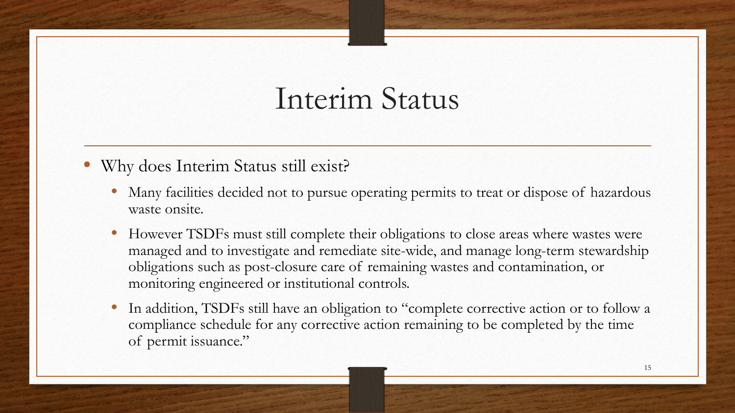# Interim Status

- Why does Interim Status still exist?
  - Many facilities decided not to pursue operating permits to treat or dispose of hazardous waste onsite.
  - However TSDFs must still complete their obligations to close areas where wastes were managed and to investigate and remediate site-wide, and manage long-term stewardship obligations such as post-closure care of remaining wastes and contamination, or monitoring engineered or institutional controls.
  - In addition, TSDFs still have an obligation to "complete corrective action or to follow a compliance schedule for any corrective action remaining to be completed by the time of permit issuance."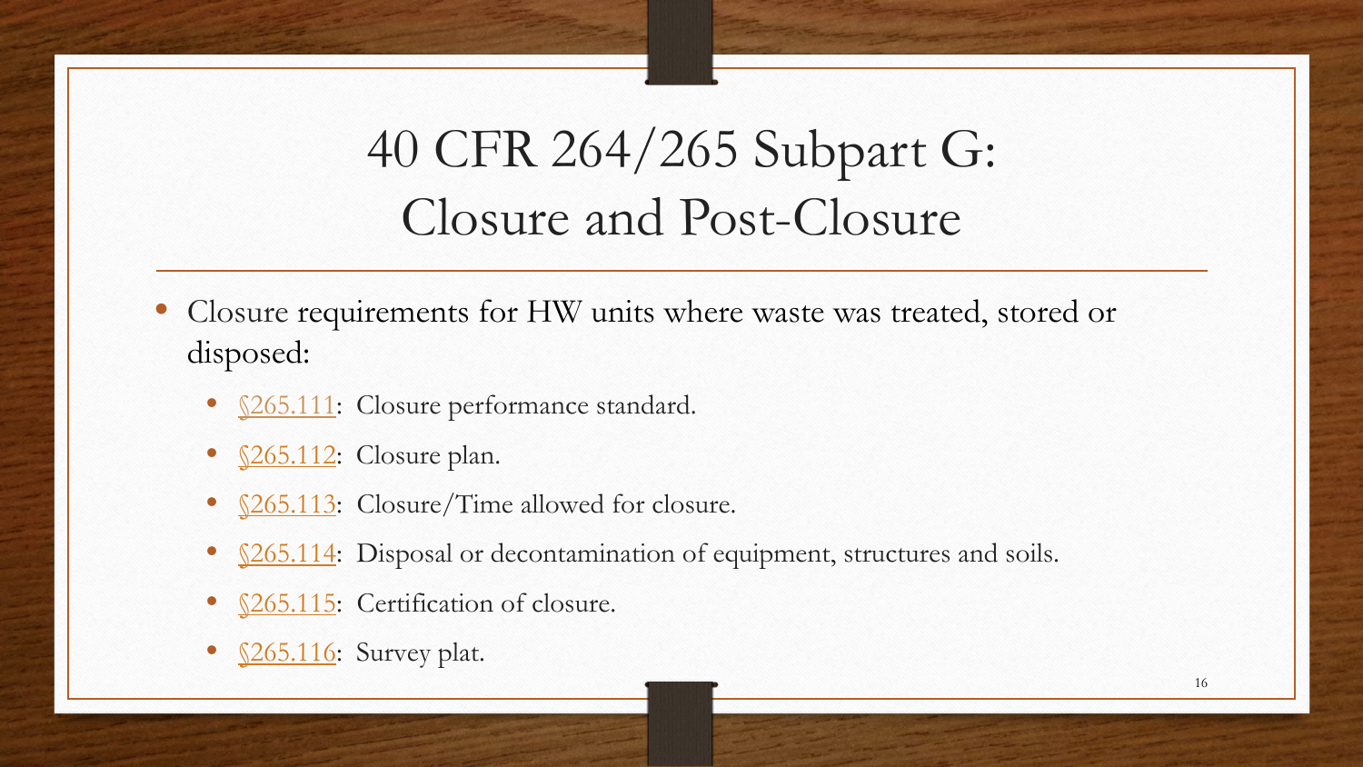# 40 CFR 264/265 Subpart G: Closure and Post-Closure

- Closure requirements for HW units where waste was treated, stored or disposed:
  - §265.111: Closure performance standard.
  - §265.112: Closure plan.
  - §265.113: Closure/Time allowed for closure.
  - §265.114: Disposal or decontamination of equipment, structures and soils.
  - §265.115: Certification of closure.
  - §265.116: Survey plat.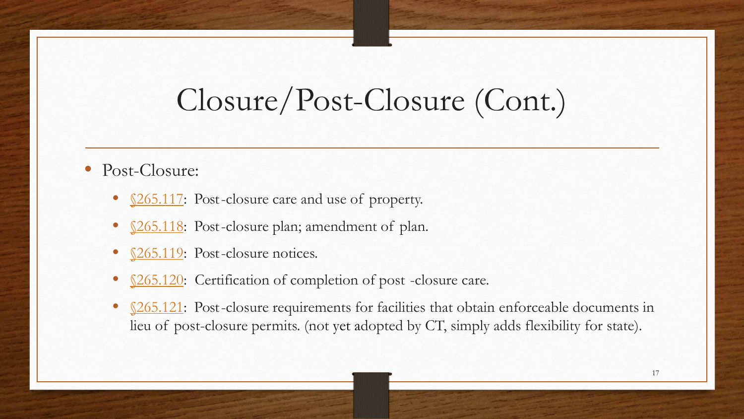# Closure/Post-Closure (Cont.)

- Post-Closure:
  - §265.117: Post-closure care and use of property.
  - §265.118: Post-closure plan; amendment of plan.
  - §265.119: Post-closure notices.
  - §265.120: Certification of completion of post-closure care.
  - §265.121: Post-closure requirements for facilities that obtain enforceable documents in lieu of post-closure permits. (not yet adopted by CT, simply adds flexibility for state).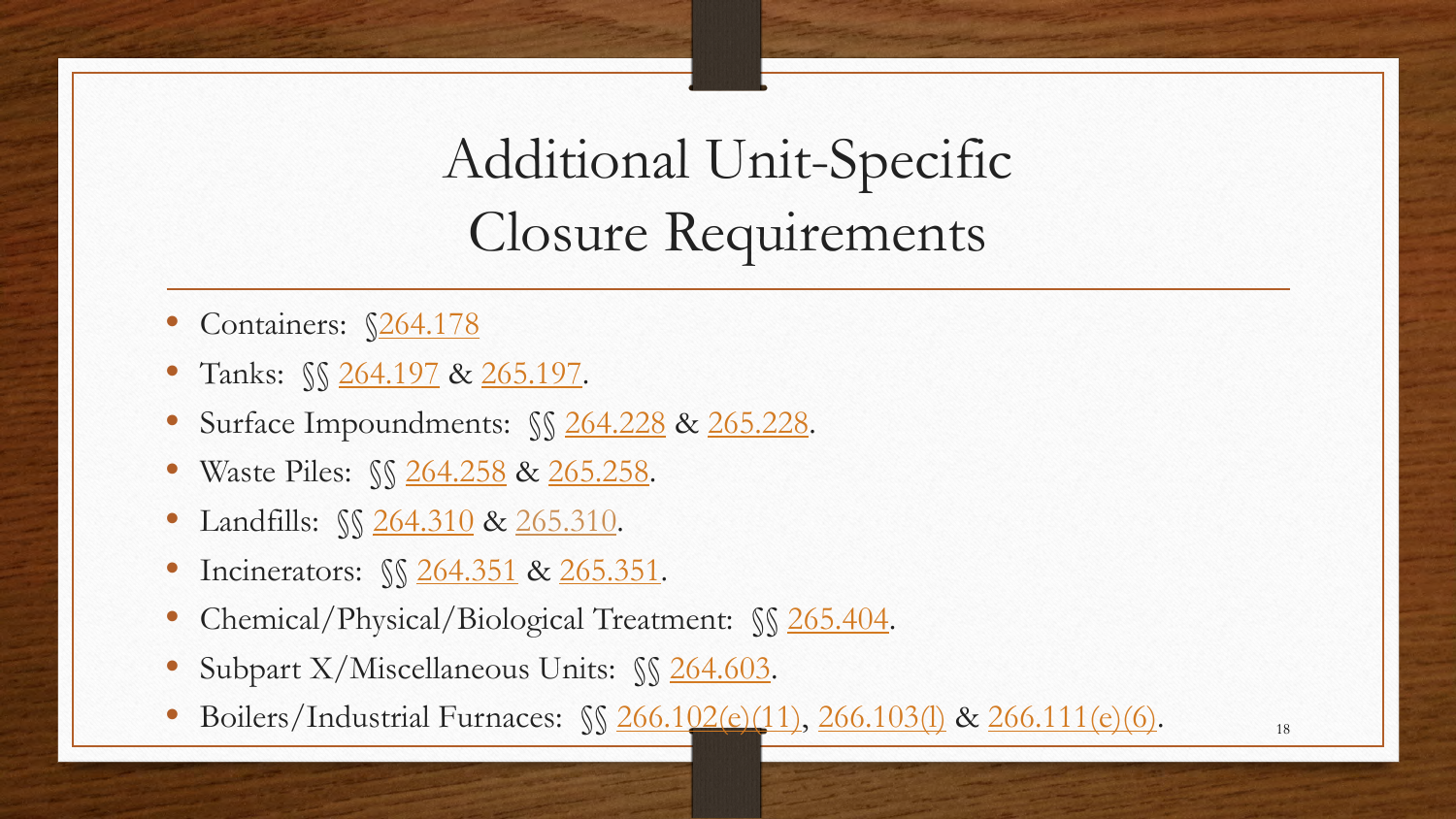# Additional Unit-Specific Closure Requirements

- Containers: §264.178
- Tanks: §§ 264.197 & 265.197.
- Surface Impoundments: §§ 264.228 & 265.228.
- Waste Piles: §§ 264.258 & 265.258.
- Landfills: §§ 264.310 & 265.310.
- Incinerators: §§ 264.351 & 265.351.
- Chemical/Physical/Biological Treatment: §§ 265.404.
- Subpart X/Miscellaneous Units: §§ 264.603.
- Boilers/Industrial Furnaces: §§ 266.102(e)(11), 266.103(l) & 266.111(e)(6).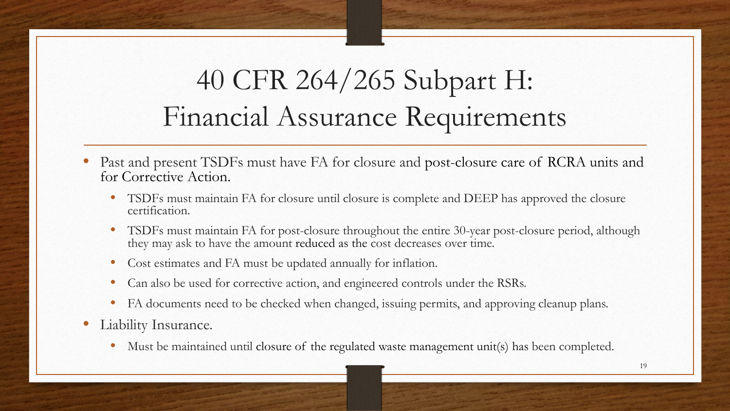# 40 CFR 264/265 Subpart H: Financial Assurance Requirements

- Past and present TSDFs must have FA for closure and post-closure care of RCRA units and for Corrective Action.
  - TSDFs must maintain FA for closure until closure is complete and DEEP has approved the closure certification.
  - TSDFs must maintain FA for post-closure throughout the entire 30-year post-closure period, although they may ask to have the amount reduced as the cost decreases over time.
  - Cost estimates and FA must be updated annually for inflation.
  - Can also be used for corrective action, and engineered controls under the RSRs.
  - FA documents need to be checked when changed, issuing permits, and approving cleanup plans.
- Liability Insurance.
  - Must be maintained until closure of the regulated waste management unit(s) has been completed.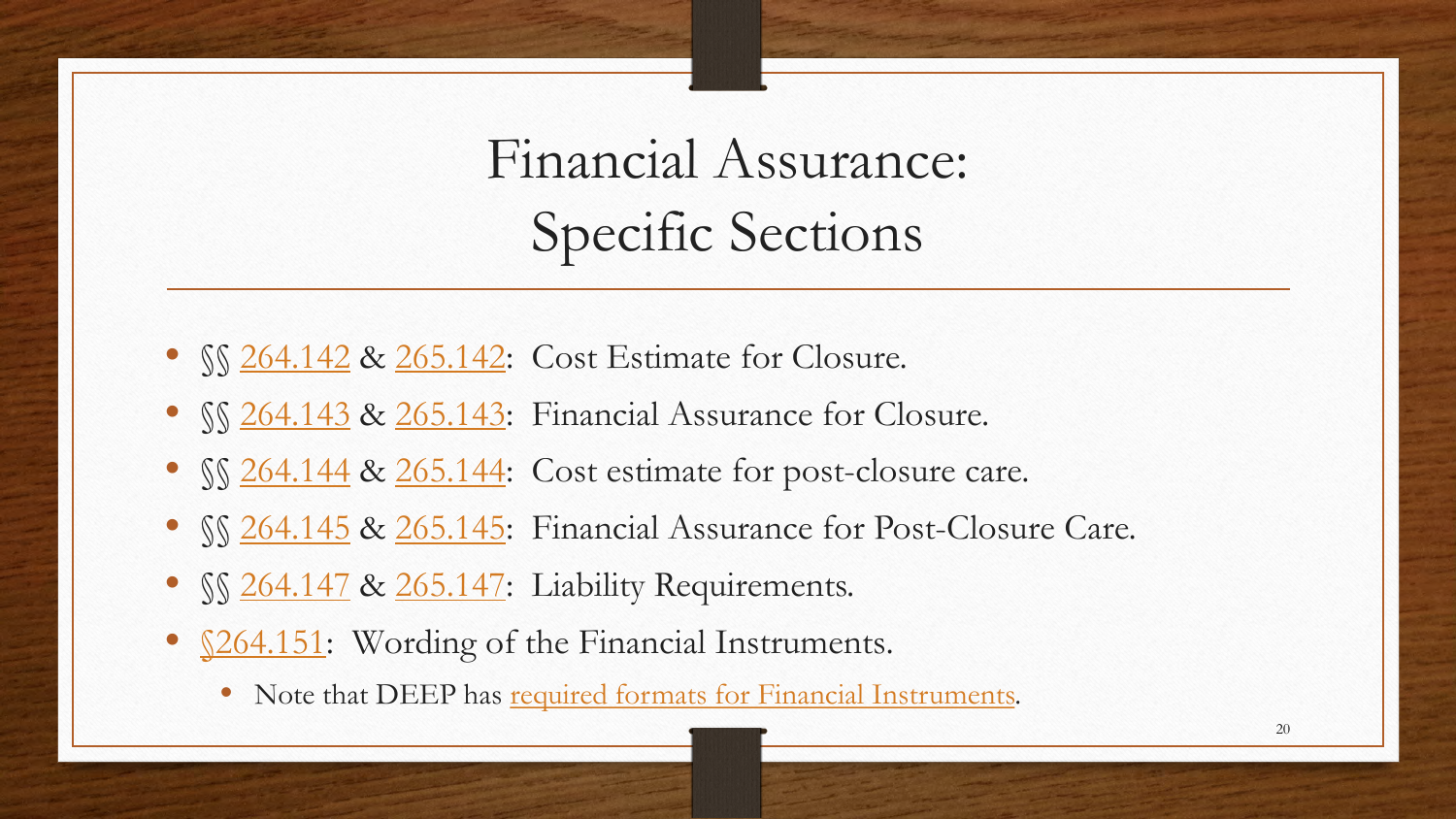# Financial Assurance: Specific Sections

- §§ 264.142 & 265.142: Cost Estimate for Closure.
- §§ 264.143 & 265.143: Financial Assurance for Closure.
- §§ 264.144 & 265.144: Cost estimate for post-closure care.
- §§ 264.145 & 265.145: Financial Assurance for Post-Closure Care.
- §§ 264.147 & 265.147: Liability Requirements.
- §264.151: Wording of the Financial Instruments.
  - Note that DEEP has required formats for Financial Instruments.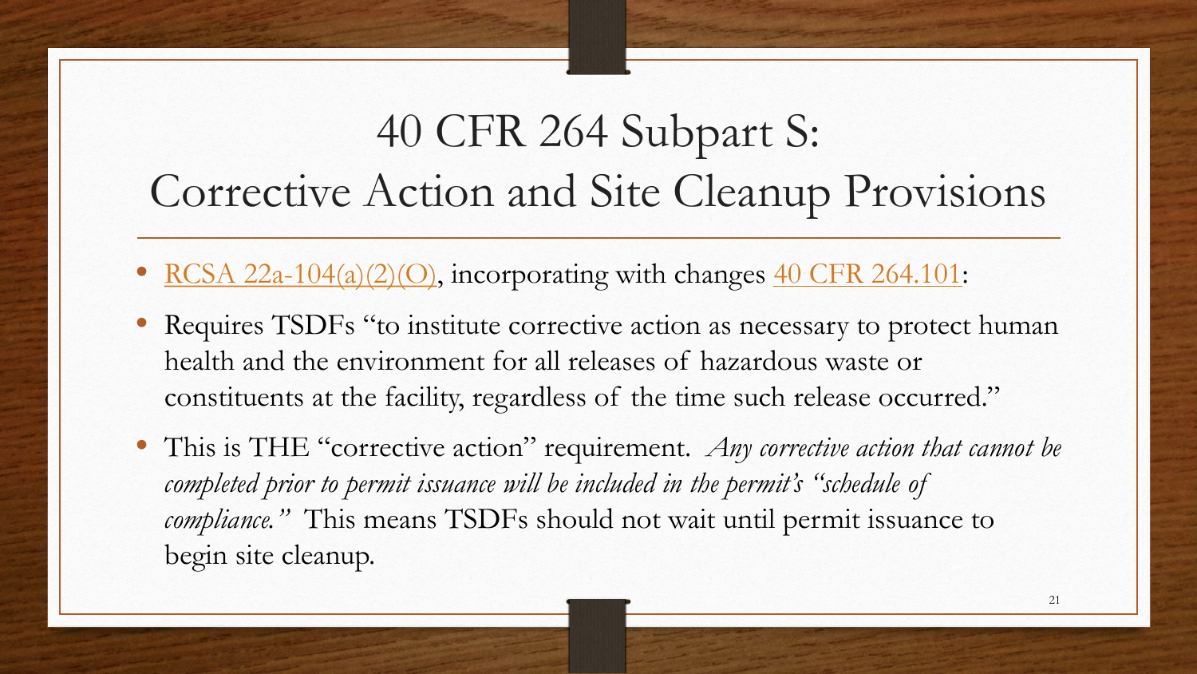# 40 CFR 264 Subpart S: Corrective Action and Site Cleanup Provisions

- RCSA 22a-104(a)(2)(O), incorporating with changes 40 CFR 264.101:
- Requires TSDFs "to institute corrective action as necessary to protect human health and the environment for all releases of hazardous waste or constituents at the facility, regardless of the time such release occurred."
- This is THE "corrective action" requirement. *Any corrective action that cannot be completed prior to permit issuance will be included in the permit's "schedule of compliance."* This means TSDFs should not wait until permit issuance to begin site cleanup.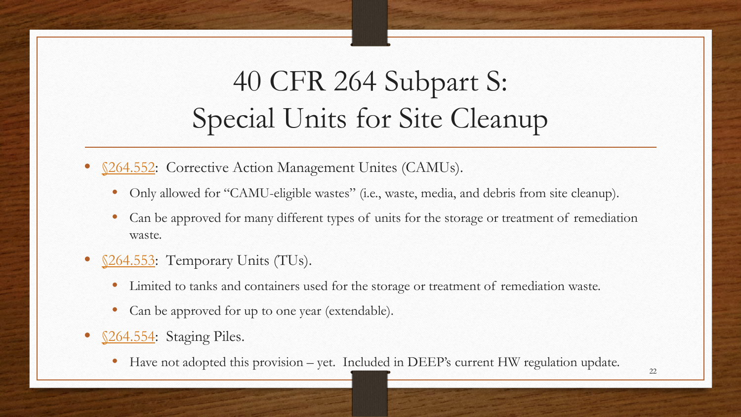# 40 CFR 264 Subpart S: Special Units for Site Cleanup

- §264.552: Corrective Action Management Unites (CAMUs).
  - Only allowed for "CAMU-eligible wastes" (i.e., waste, media, and debris from site cleanup).
  - Can be approved for many different types of units for the storage or treatment of remediation waste.
- §264.553: Temporary Units (TUs).
  - Limited to tanks and containers used for the storage or treatment of remediation waste.
  - Can be approved for up to one year (extendable).
- §264.554: Staging Piles.
  - Have not adopted this provision – yet. Included in DEEP's current HW regulation update.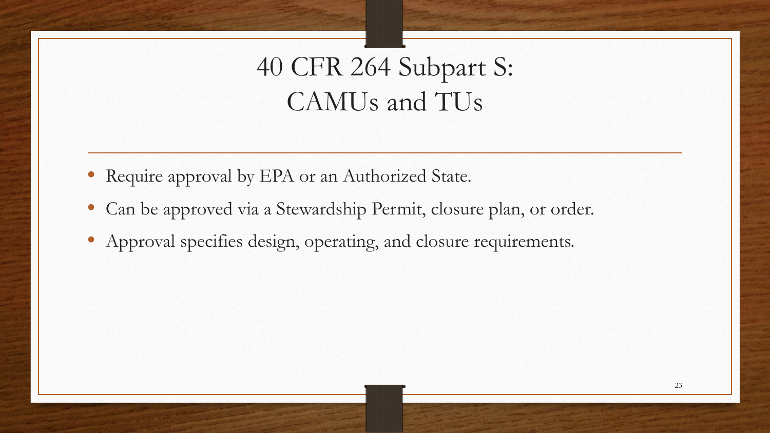# 40 CFR 264 Subpart S: CAMUs and TUs

- Require approval by EPA or an Authorized State.
- Can be approved via a Stewardship Permit, closure plan, or order.
- Approval specifies design, operating, and closure requirements.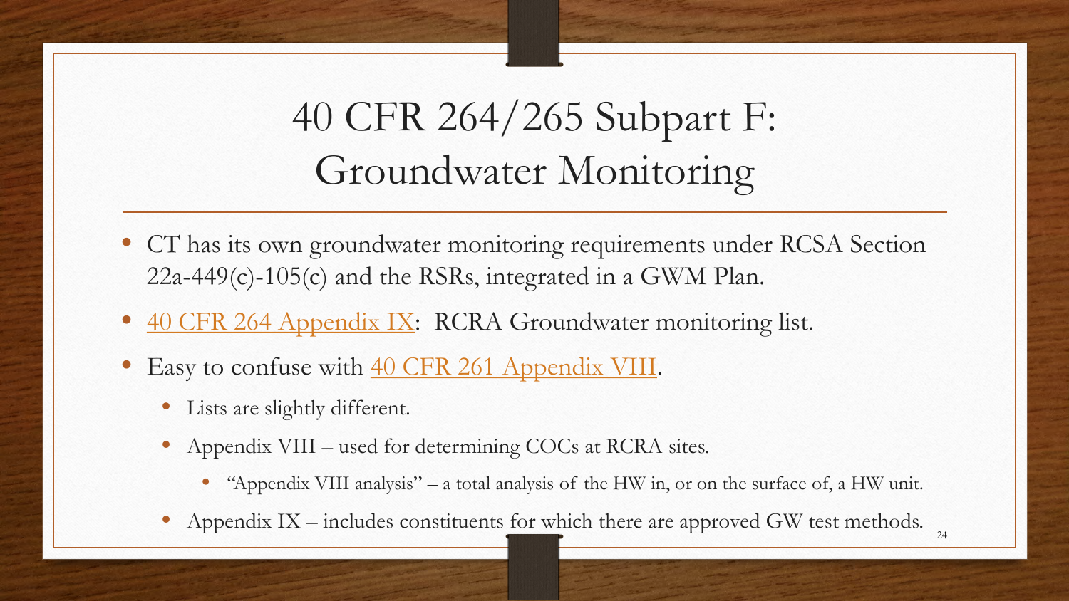# 40 CFR 264/265 Subpart F: Groundwater Monitoring

- CT has its own groundwater monitoring requirements under RCSA Section 22a-449(c)-105(c) and the RSRs, integrated in a GWM Plan.
- 40 CFR 264 Appendix IX: RCRA Groundwater monitoring list.
- Easy to confuse with 40 CFR 261 Appendix VIII.
  - Lists are slightly different.
  - Appendix VIII – used for determining COCs at RCRA sites.
    - "Appendix VIII analysis" – a total analysis of the HW in, or on the surface of, a HW unit.
  - Appendix IX – includes constituents for which there are approved GW test methods.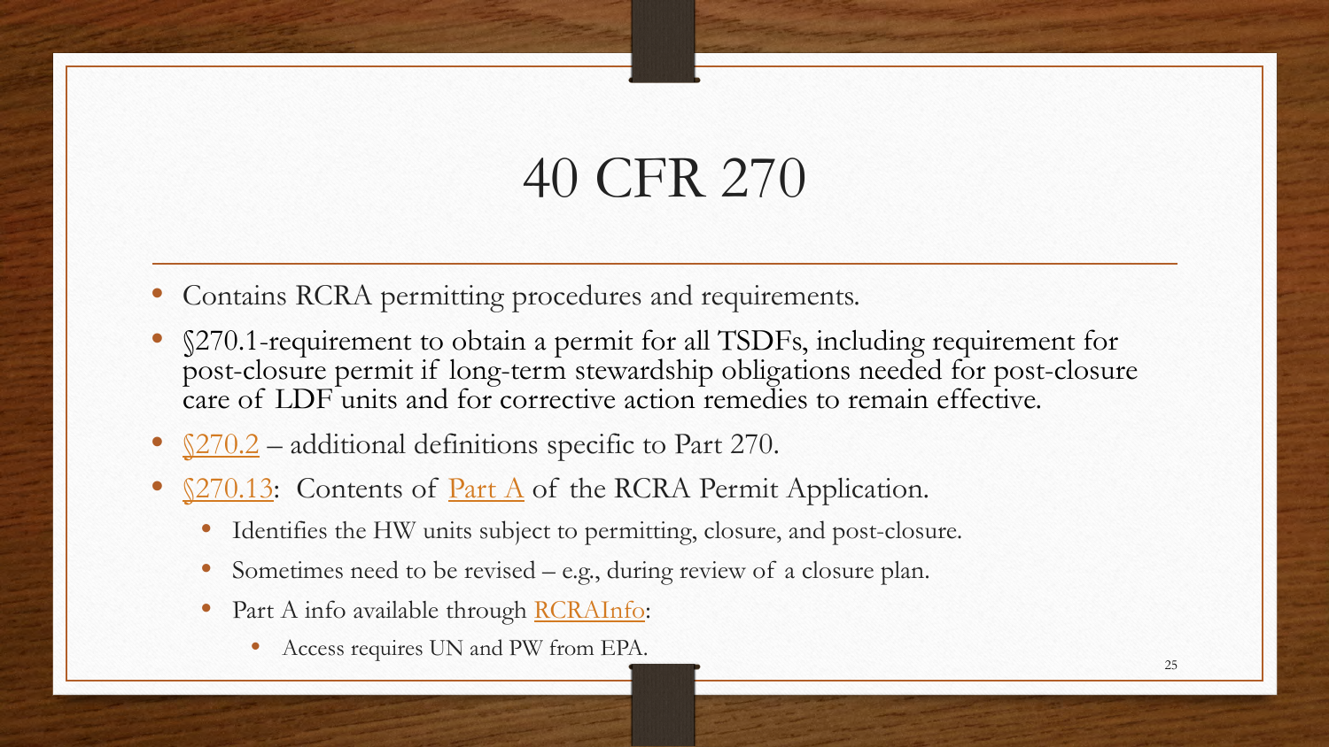# 40 CFR 270

- Contains RCRA permitting procedures and requirements.
- §270.1-requirement to obtain a permit for all TSDFs, including requirement for post-closure permit if long-term stewardship obligations needed for post-closure care of LDF units and for corrective action remedies to remain effective.
- §270.2 – additional definitions specific to Part 270.
- §270.13: Contents of Part A of the RCRA Permit Application.
  - Identifies the HW units subject to permitting, closure, and post-closure.
  - Sometimes need to be revised – e.g., during review of a closure plan.
  - Part A info available through RCRAInfo:
    - Access requires UN and PW from EPA.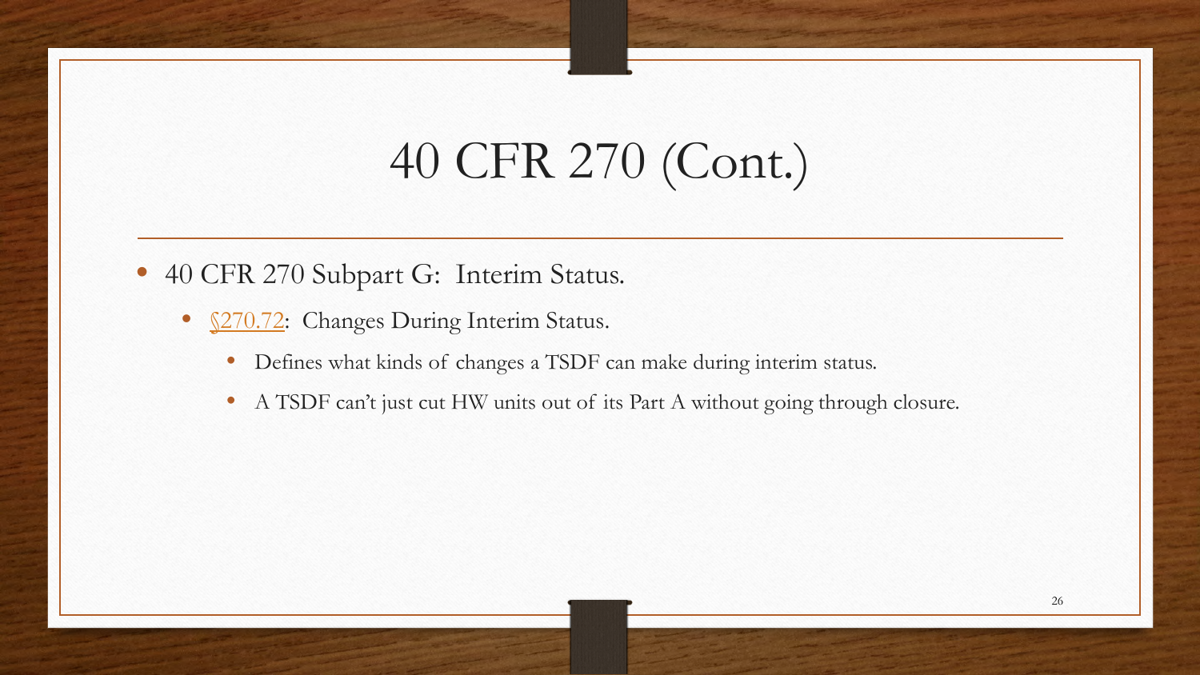# 40 CFR 270 (Cont.)

- 40 CFR 270 Subpart G: Interim Status.
  - §270.72: Changes During Interim Status.
    - Defines what kinds of changes a TSDF can make during interim status.
    - A TSDF can't just cut HW units out of its Part A without going through closure.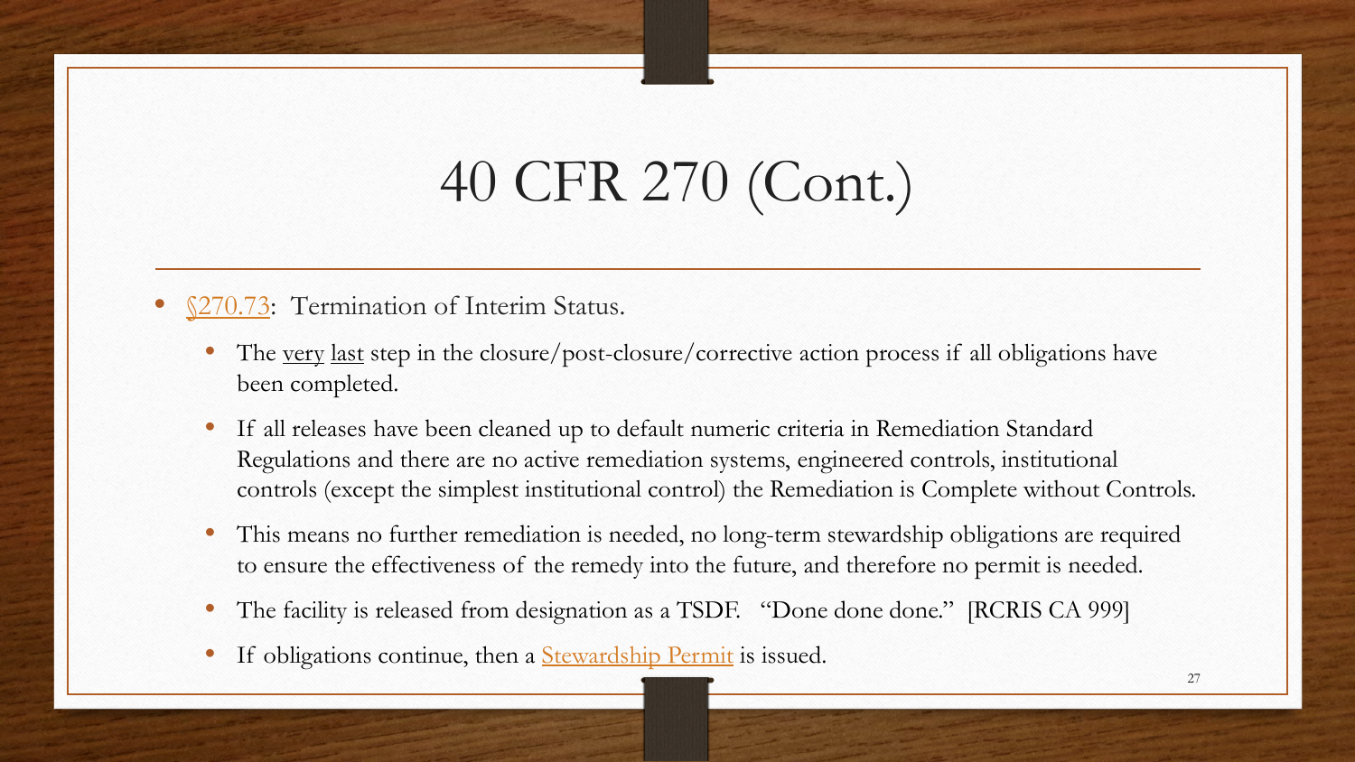# 40 CFR 270 (Cont.)

- §270.73: Termination of Interim Status.
  - The very last step in the closure/post-closure/corrective action process if all obligations have been completed.
  - If all releases have been cleaned up to default numeric criteria in Remediation Standard Regulations and there are no active remediation systems, engineered controls, institutional controls (except the simplest institutional control) the Remediation is Complete without Controls.
  - This means no further remediation is needed, no long-term stewardship obligations are required to ensure the effectiveness of the remedy into the future, and therefore no permit is needed.
  - The facility is released from designation as a TSDF. "Done done done." [RCRIS CA 999]
  - If obligations continue, then a Stewardship Permit is issued.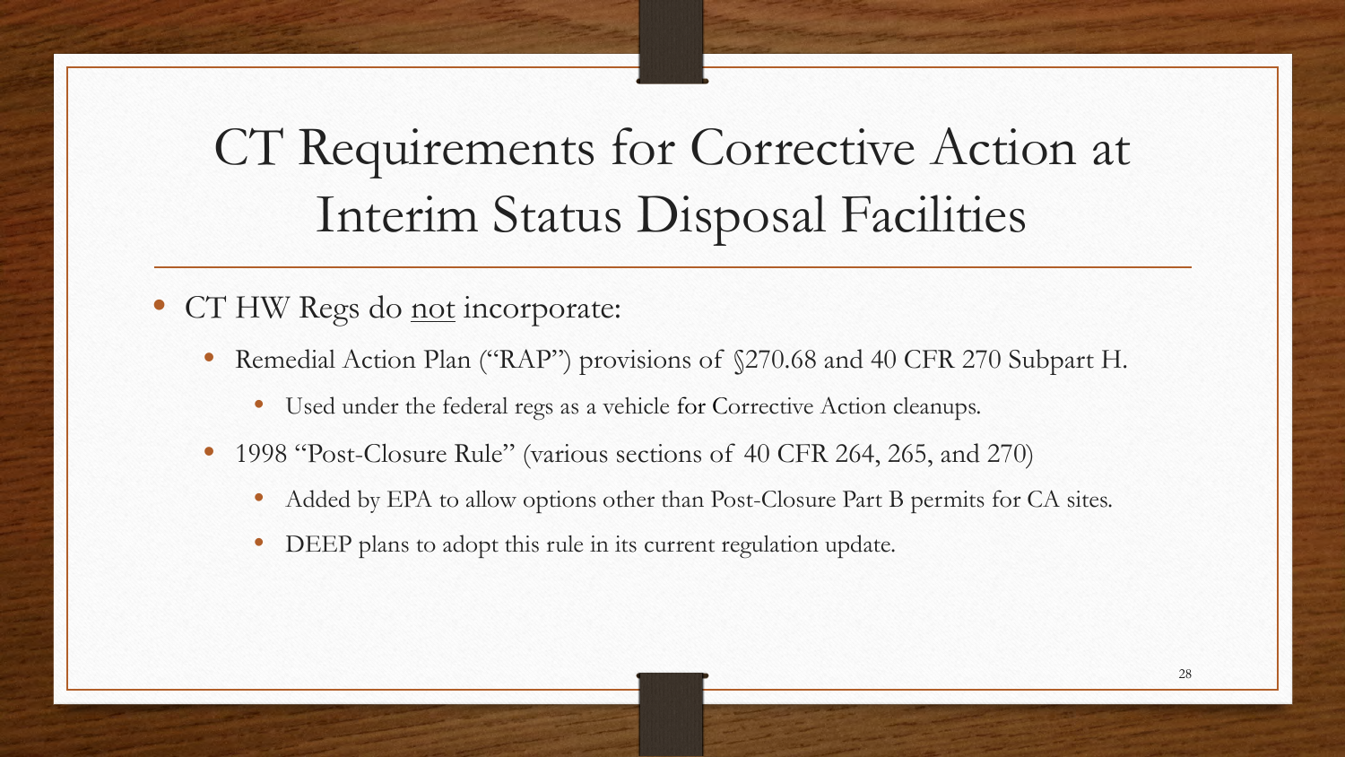# CT Requirements for Corrective Action at Interim Status Disposal Facilities

- CT HW Regs do <u>not</u> incorporate:
  - Remedial Action Plan ("RAP") provisions of §270.68 and 40 CFR 270 Subpart H.
    - Used under the federal regs as a vehicle for Corrective Action cleanups.
  - 1998 "Post-Closure Rule" (various sections of 40 CFR 264, 265, and 270)
    - Added by EPA to allow options other than Post-Closure Part B permits for CA sites.
    - DEEP plans to adopt this rule in its current regulation update.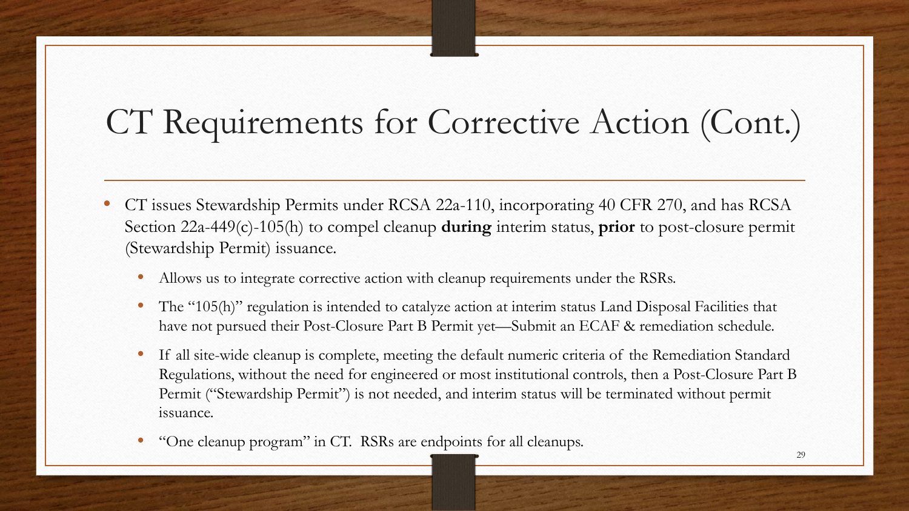# CT Requirements for Corrective Action (Cont.)

- CT issues Stewardship Permits under RCSA 22a-110, incorporating 40 CFR 270, and has RCSA Section 22a-449(c)-105(h) to compel cleanup **during** interim status, **prior** to post-closure permit (Stewardship Permit) issuance.
  - Allows us to integrate corrective action with cleanup requirements under the RSRs.
  - The "105(h)" regulation is intended to catalyze action at interim status Land Disposal Facilities that have not pursued their Post-Closure Part B Permit yet—Submit an ECAF & remediation schedule.
  - If all site-wide cleanup is complete, meeting the default numeric criteria of the Remediation Standard Regulations, without the need for engineered or most institutional controls, then a Post-Closure Part B Permit ("Stewardship Permit") is not needed, and interim status will be terminated without permit issuance.
  - "One cleanup program" in CT. RSRs are endpoints for all cleanups.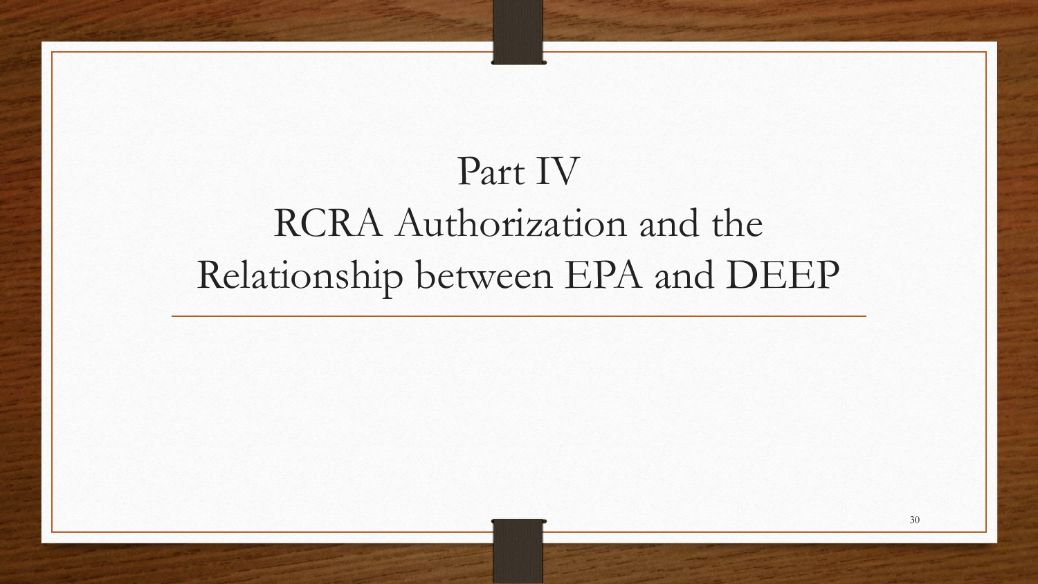# Part IV
# RCRA Authorization and the Relationship between EPA and DEEP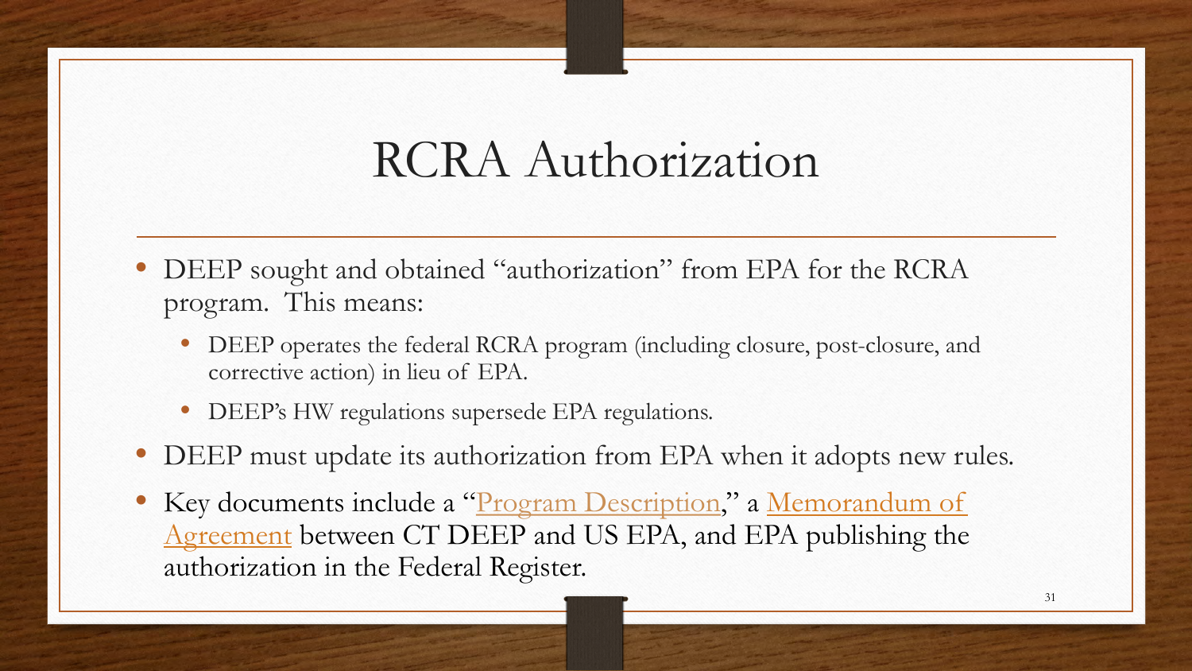# RCRA Authorization

- DEEP sought and obtained "authorization" from EPA for the RCRA program. This means:
  - DEEP operates the federal RCRA program (including closure, post-closure, and corrective action) in lieu of EPA.
  - DEEP's HW regulations supersede EPA regulations.
- DEEP must update its authorization from EPA when it adopts new rules.
- Key documents include a "Program Description," a Memorandum of Agreement between CT DEEP and US EPA, and EPA publishing the authorization in the Federal Register.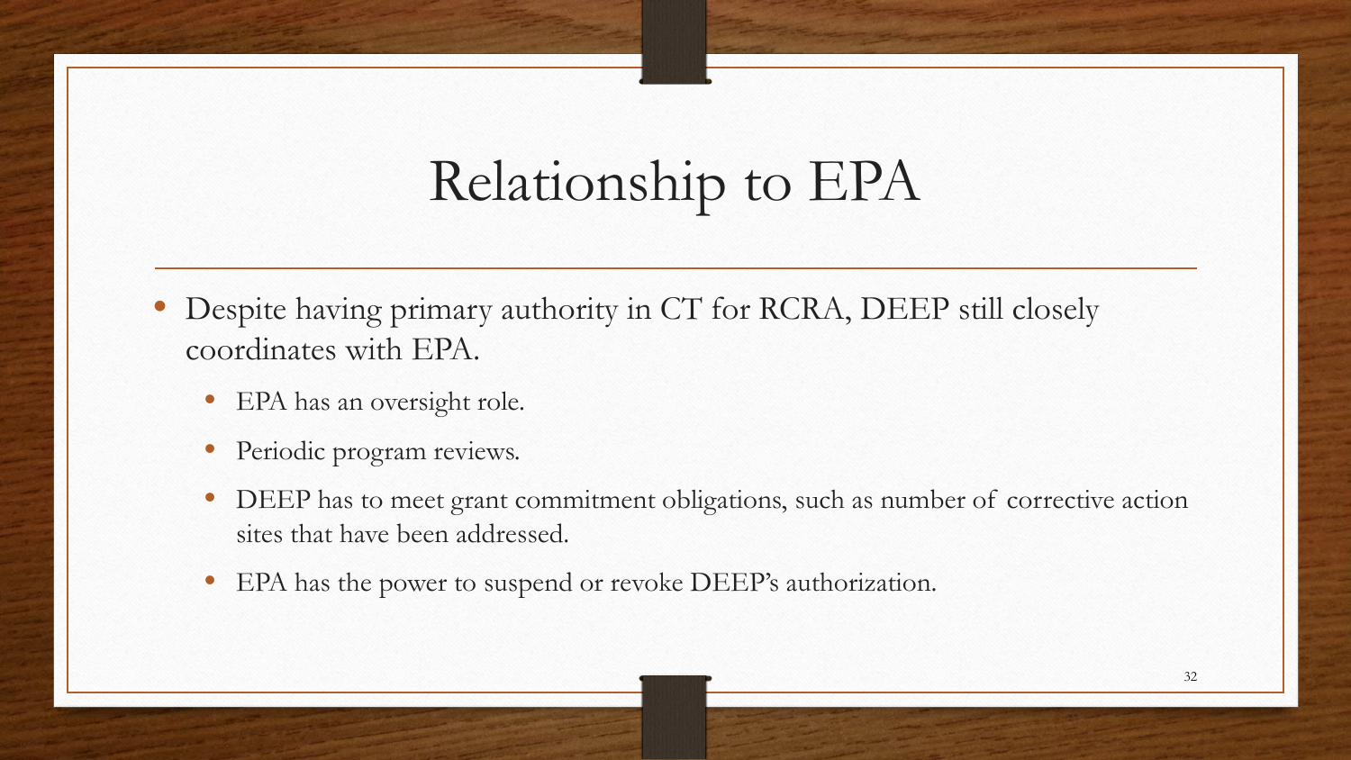# Relationship to EPA

- Despite having primary authority in CT for RCRA, DEEP still closely coordinates with EPA.
  - EPA has an oversight role.
  - Periodic program reviews.
  - DEEP has to meet grant commitment obligations, such as number of corrective action sites that have been addressed.
  - EPA has the power to suspend or revoke DEEP's authorization.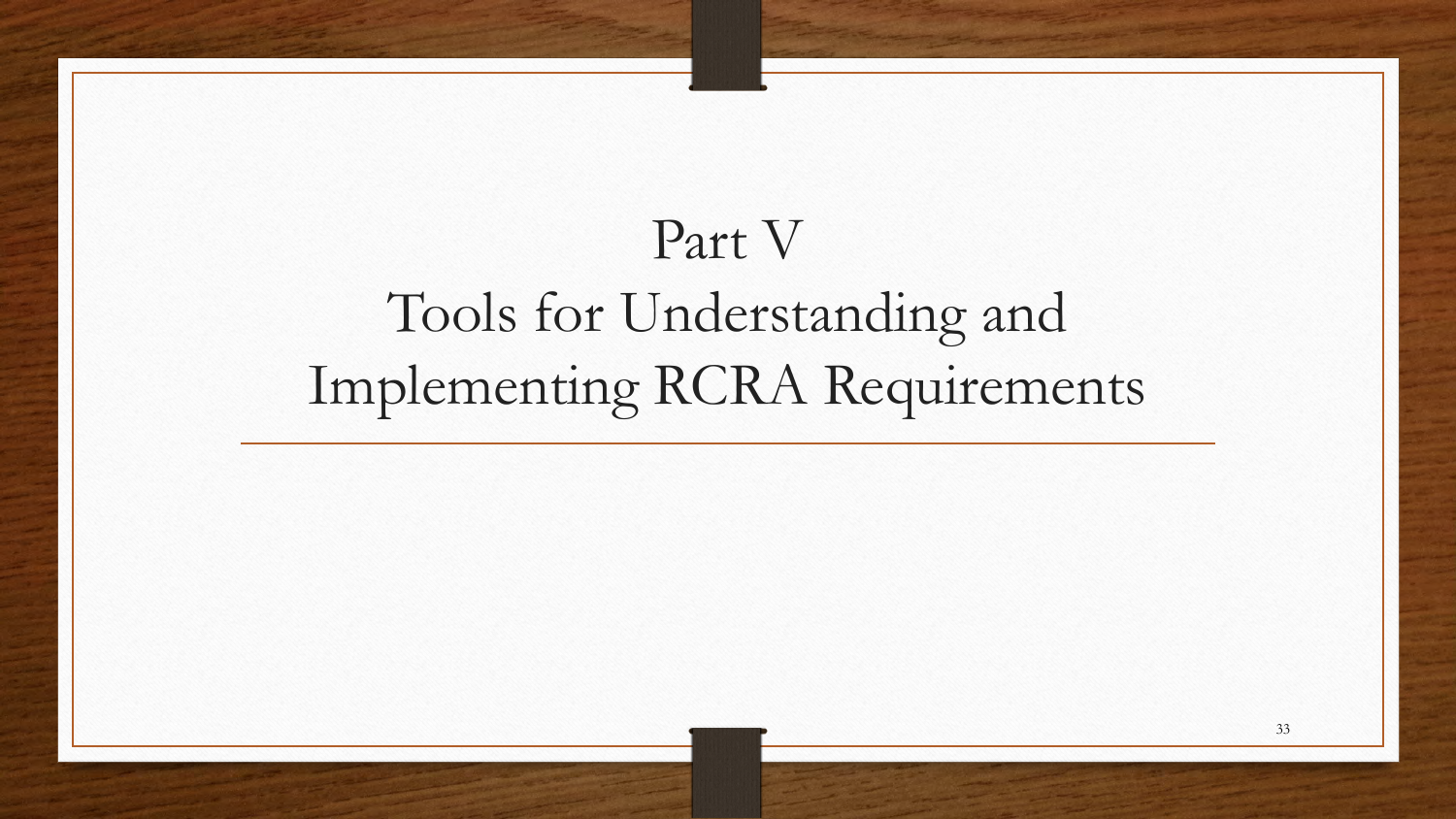# Part V
# Tools for Understanding and Implementing RCRA Requirements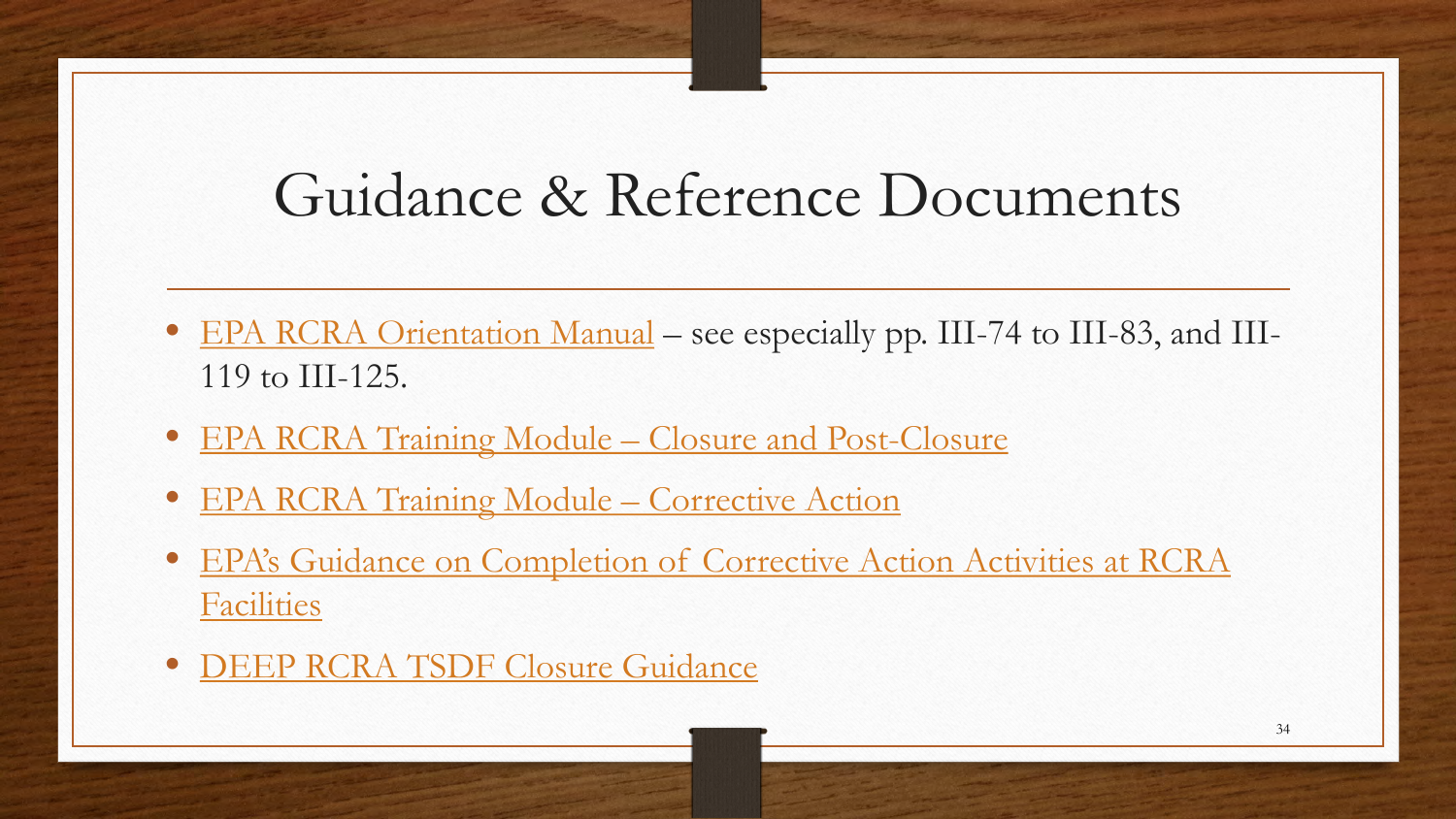# Guidance & Reference Documents

- EPA RCRA Orientation Manual – see especially pp. III-74 to III-83, and III-119 to III-125.
- EPA RCRA Training Module – Closure and Post-Closure
- EPA RCRA Training Module – Corrective Action
- EPA's Guidance on Completion of Corrective Action Activities at RCRA Facilities
- DEEP RCRA TSDF Closure Guidance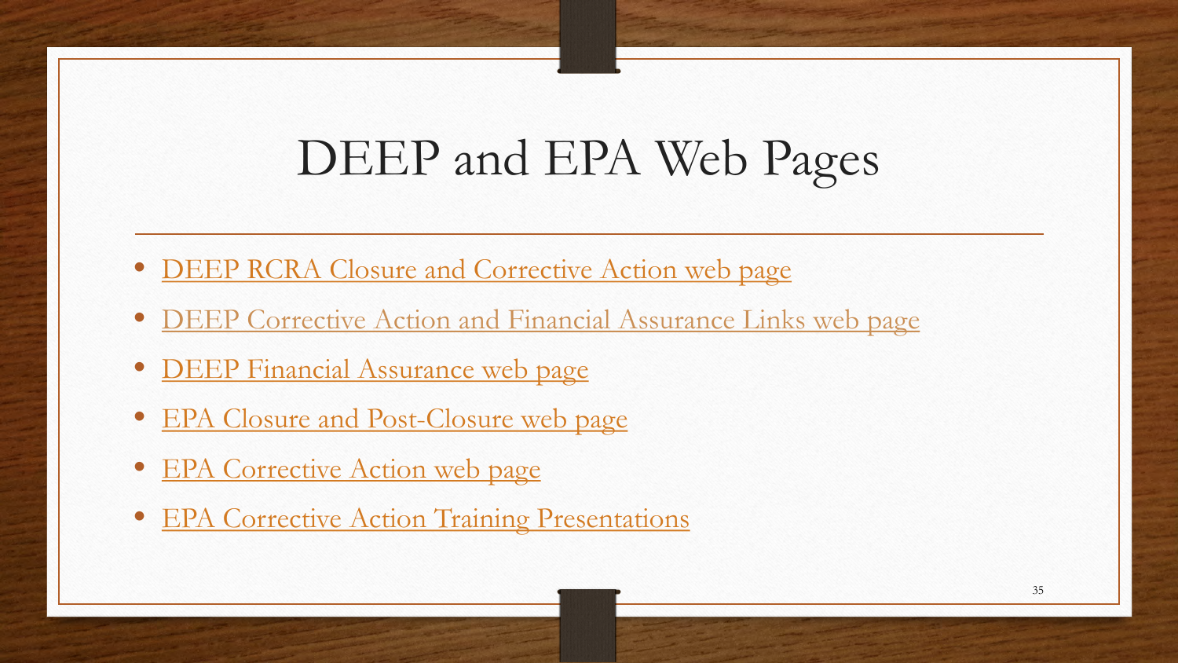# DEEP and EPA Web Pages

- DEEP RCRA Closure and Corrective Action web page
- DEEP Corrective Action and Financial Assurance Links web page
- DEEP Financial Assurance web page
- EPA Closure and Post-Closure web page
- EPA Corrective Action web page
- EPA Corrective Action Training Presentations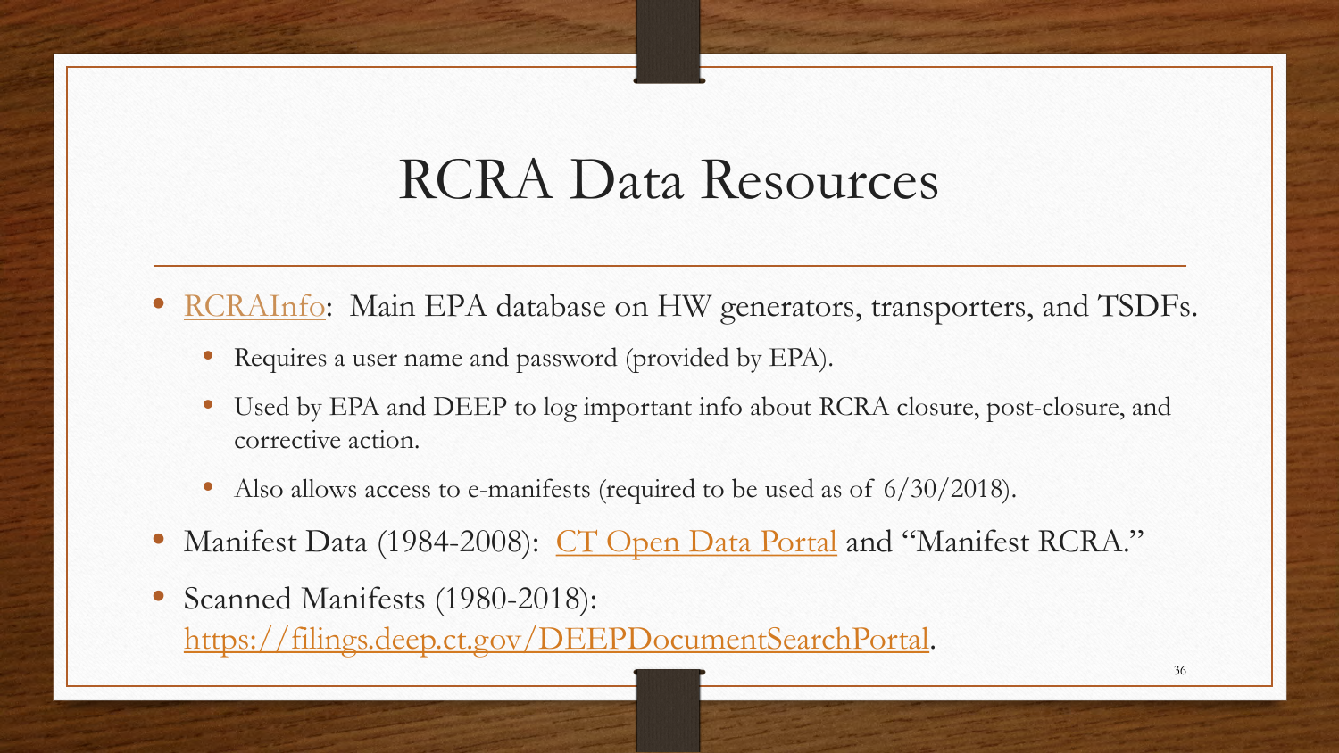# RCRA Data Resources

- RCRAInfo: Main EPA database on HW generators, transporters, and TSDFs.
  - Requires a user name and password (provided by EPA).
  - Used by EPA and DEEP to log important info about RCRA closure, post-closure, and corrective action.
  - Also allows access to e-manifests (required to be used as of 6/30/2018).
- Manifest Data (1984-2008): CT Open Data Portal and "Manifest RCRA."
- Scanned Manifests (1980-2018): https://filings.deep.ct.gov/DEEPDocumentSearchPortal.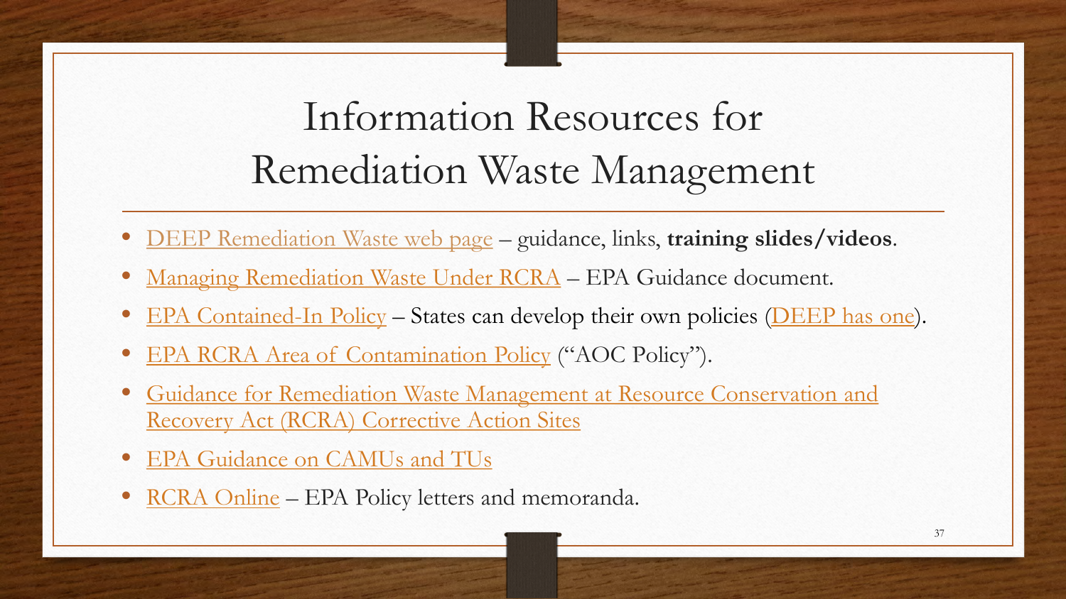# Information Resources for Remediation Waste Management

- DEEP Remediation Waste web page – guidance, links, **training slides/videos**.
- Managing Remediation Waste Under RCRA – EPA Guidance document.
- EPA Contained-In Policy – States can develop their own policies (DEEP has one).
- EPA RCRA Area of Contamination Policy ("AOC Policy").
- Guidance for Remediation Waste Management at Resource Conservation and Recovery Act (RCRA) Corrective Action Sites
- EPA Guidance on CAMUs and TUs
- RCRA Online – EPA Policy letters and memoranda.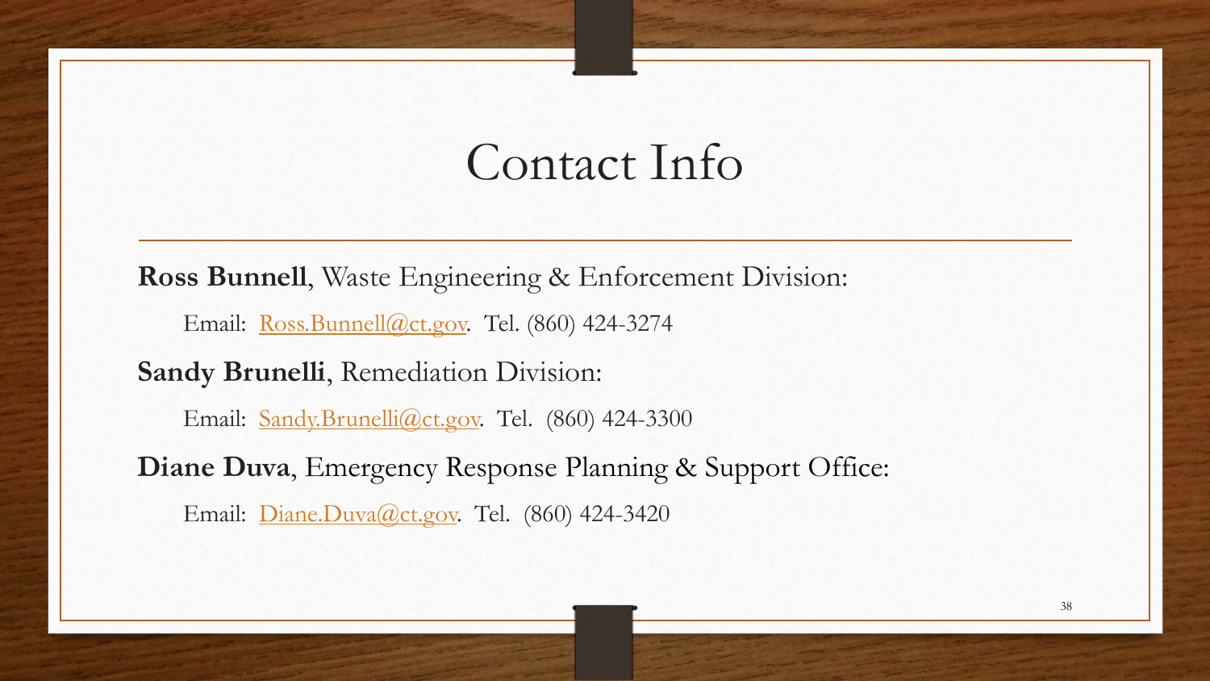# Contact Info

**Ross Bunnell**, Waste Engineering & Enforcement Division:

Email: Ross.Bunnell@ct.gov. Tel. (860) 424-3274

**Sandy Brunelli**, Remediation Division:

Email: Sandy.Brunelli@ct.gov. Tel. (860) 424-3300

**Diane Duva**, Emergency Response Planning & Support Office:

Email: Diane.Duva@ct.gov. Tel. (860) 424-3420